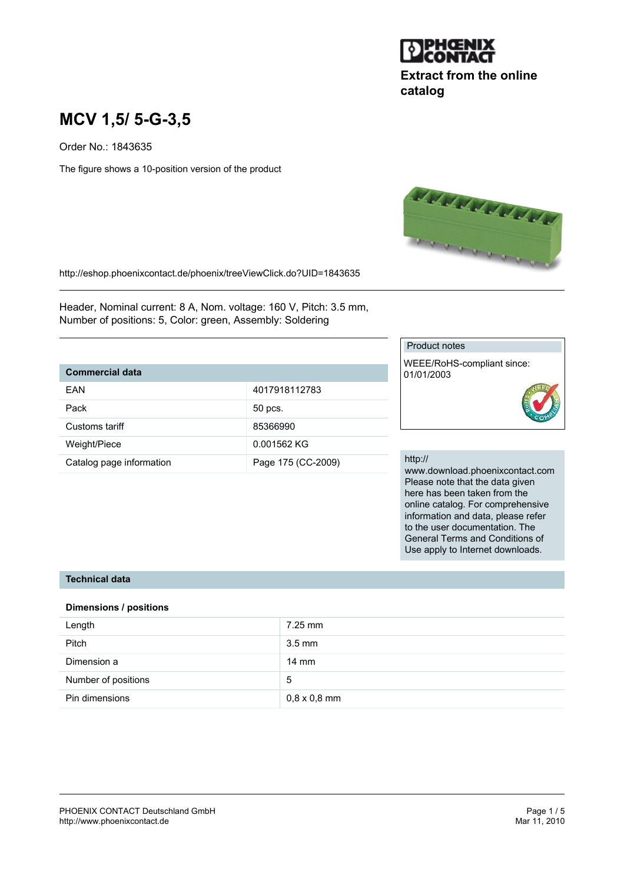Extract from the online catalog

# MCV 1,5/ 5-G-3,5

Order No.: 1843635

The figure shows a 10-position version of the product

http://eshop.phoenixcontact.de/phoenix/treeViewClick.do?UID=1843635

Header, Nominal current: 8 A, Nom. voltage: 160 V, Pitch: 3.5 mm, Number of positions: 5, Color: green, Assembly: Soldering

| Commercial data | |
|---|---|
| EAN | 4017918112783 |
| Pack | 50 pcs. |
| Customs tariff | 85366990 |
| Weight/Piece | 0.001562 KG |
| Catalog page information | Page 175 (CC-2009) |

Product notes

WEEE/RoHS-compliant since: 01/01/2003

http://www.download.phoenixcontact.com Please note that the data given here has been taken from the online catalog. For comprehensive information and data, please refer to the user documentation. The General Terms and Conditions of Use apply to Internet downloads.

## Technical data

### Dimensions / positions

| | |
|---|---|
| Length | 7.25 mm |
| Pitch | 3.5 mm |
| Dimension a | 14 mm |
| Number of positions | 5 |
| Pin dimensions | 0,8 x 0,8 mm |

PHOENIX CONTACT Deutschland GmbH
http://www.phoenixcontact.de

Mar 11, 2010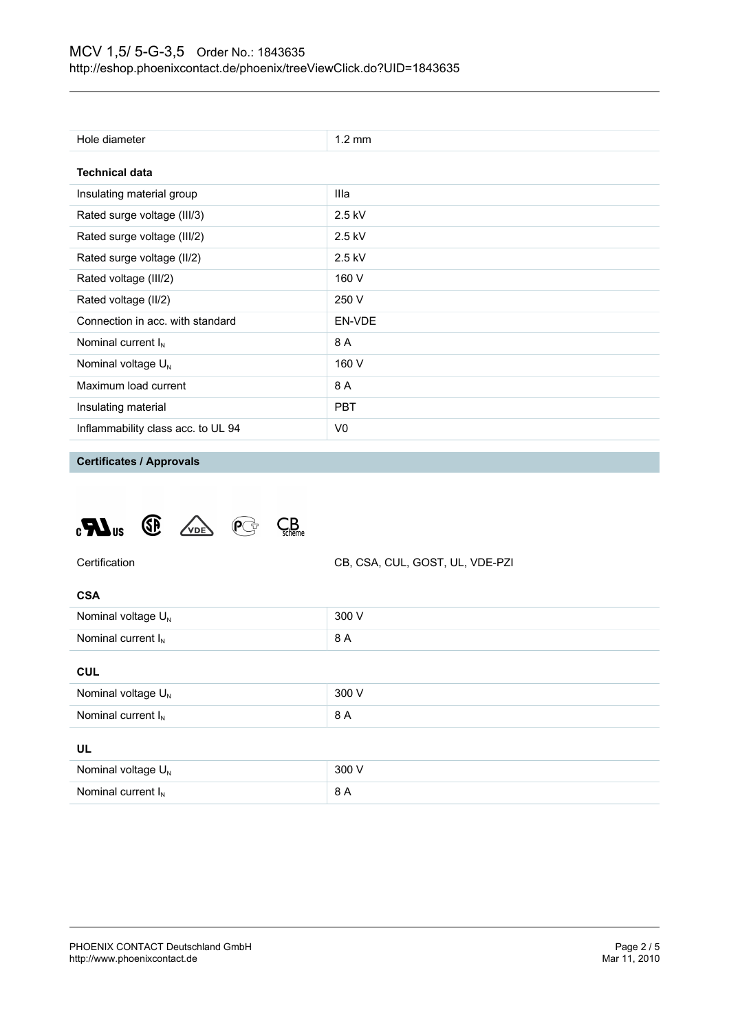| | |
|---|---|
| Hole diameter | 1.2 mm |

**Technical data**

| | |
|---|---|
| Insulating material group | IIIa |
| Rated surge voltage (III/3) | 2.5 kV |
| Rated surge voltage (III/2) | 2.5 kV |
| Rated surge voltage (II/2) | 2.5 kV |
| Rated voltage (III/2) | 160 V |
| Rated voltage (II/2) | 250 V |
| Connection in acc. with standard | EN-VDE |
| Nominal current $I_N$ | 8 A |
| Nominal voltage $U_N$ | 160 V |
| Maximum load current | 8 A |
| Insulating material | PBT |
| Inflammability class acc. to UL 94 | V0 |

## Certificates / Approvals

| | |
|---|---|
| Certification | CB, CSA, CUL, GOST, UL, VDE-PZI |

**CSA**

| | |
|---|---|
| Nominal voltage $U_N$ | 300 V |
| Nominal current $I_N$ | 8 A |

**CUL**

| | |
|---|---|
| Nominal voltage $U_N$ | 300 V |
| Nominal current $I_N$ | 8 A |

**UL**

| | |
|---|---|
| Nominal voltage $U_N$ | 300 V |
| Nominal current $I_N$ | 8 A |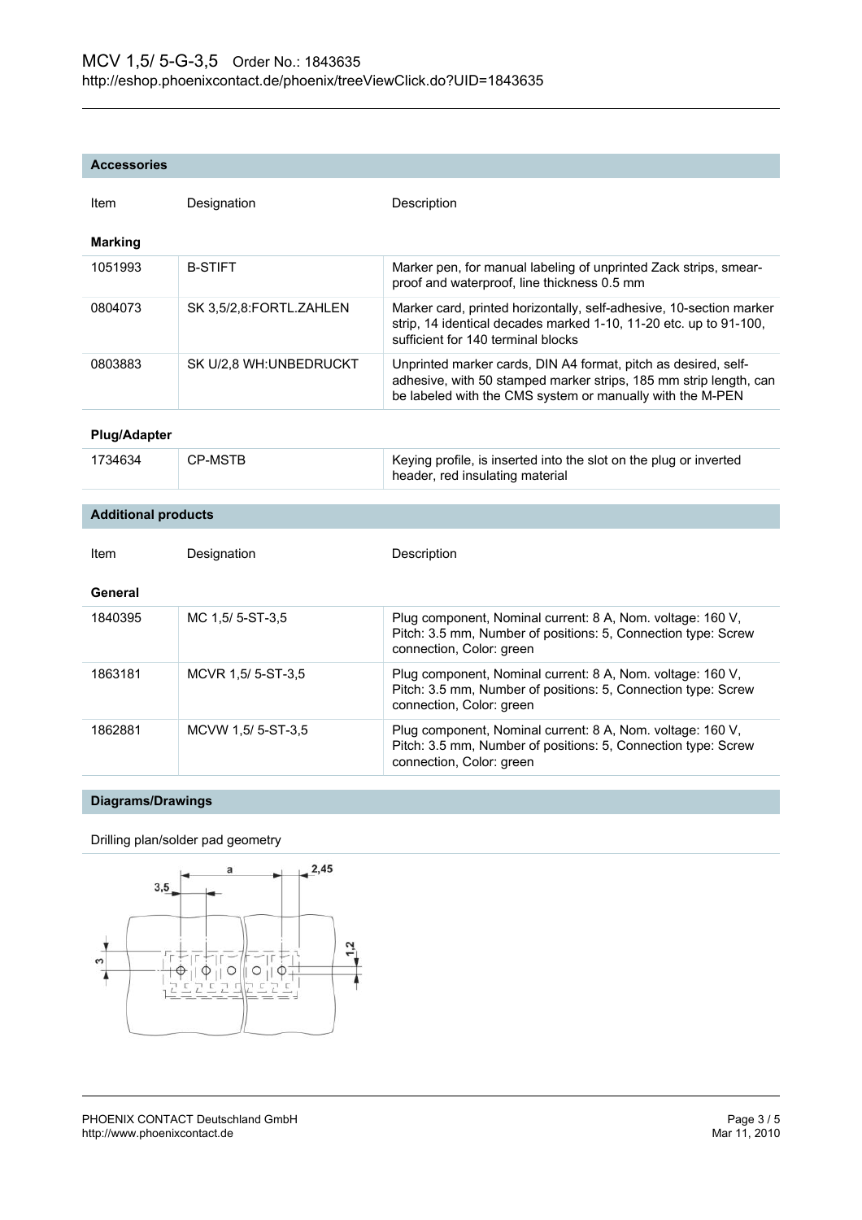## Accessories

| Item | Designation | Description |
| --- | --- | --- |
| **Marking** | | |
| 1051993 | B-STIFT | Marker pen, for manual labeling of unprinted Zack strips, smear-proof and waterproof, line thickness 0.5 mm |
| 0804073 | SK 3,5/2,8:FORTL.ZAHLEN | Marker card, printed horizontally, self-adhesive, 10-section marker strip, 14 identical decades marked 1-10, 11-20 etc. up to 91-100, sufficient for 140 terminal blocks |
| 0803883 | SK U/2,8 WH:UNBEDRUCKT | Unprinted marker cards, DIN A4 format, pitch as desired, self-adhesive, with 50 stamped marker strips, 185 mm strip length, can be labeled with the CMS system or manually with the M-PEN |
| **Plug/Adapter** | | |
| 1734634 | CP-MSTB | Keying profile, is inserted into the slot on the plug or inverted header, red insulating material |

## Additional products

| Item | Designation | Description |
| --- | --- | --- |
| **General** | | |
| 1840395 | MC 1,5/ 5-ST-3,5 | Plug component, Nominal current: 8 A, Nom. voltage: 160 V, Pitch: 3.5 mm, Number of positions: 5, Connection type: Screw connection, Color: green |
| 1863181 | MCVR 1,5/ 5-ST-3,5 | Plug component, Nominal current: 8 A, Nom. voltage: 160 V, Pitch: 3.5 mm, Number of positions: 5, Connection type: Screw connection, Color: green |
| 1862881 | MCVW 1,5/ 5-ST-3,5 | Plug component, Nominal current: 8 A, Nom. voltage: 160 V, Pitch: 3.5 mm, Number of positions: 5, Connection type: Screw connection, Color: green |

## Diagrams/Drawings

Drilling plan/solder pad geometry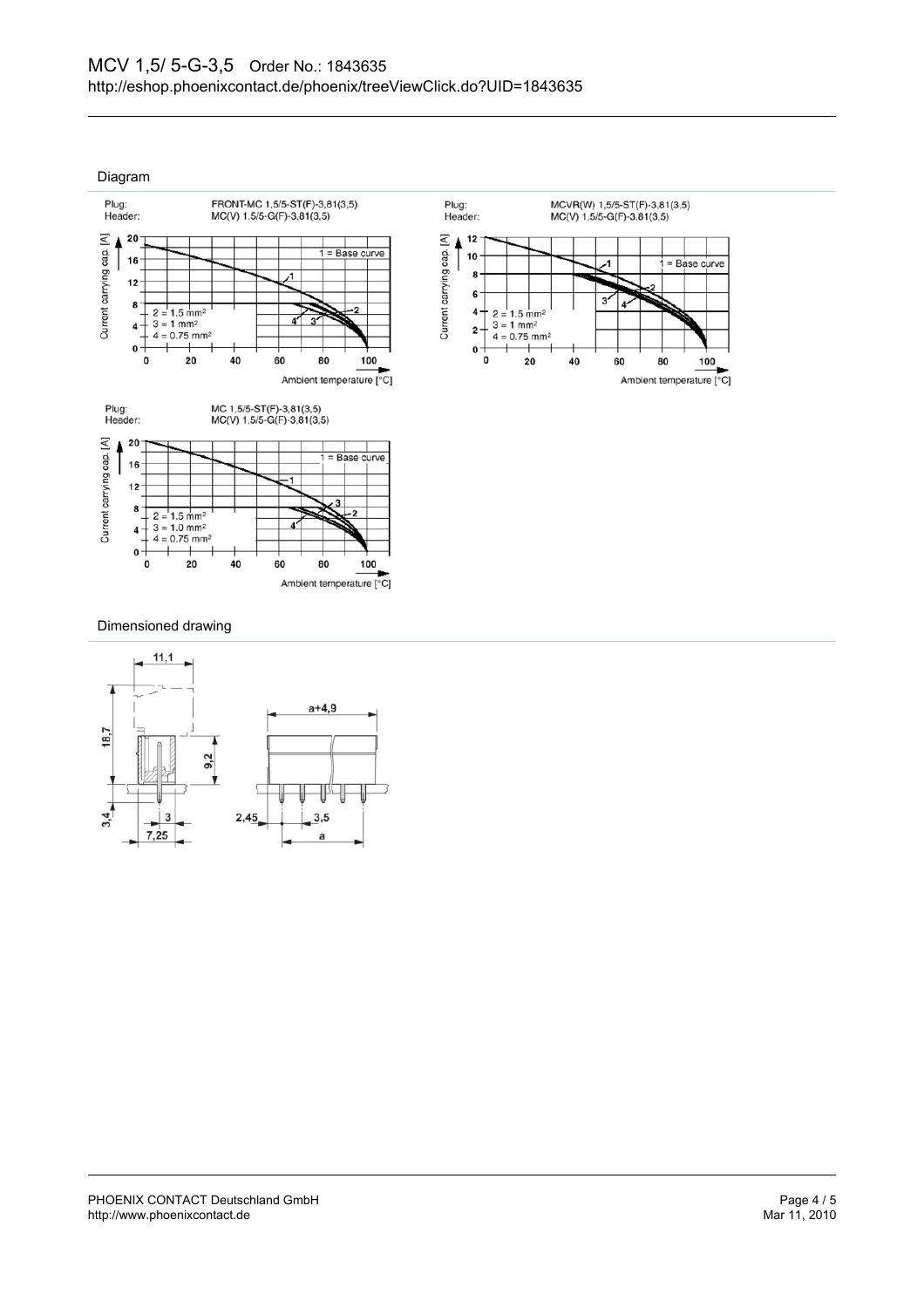## Diagram

Plug: FRONT-MC 1,5/5-ST(F)-3,81(3,5)
Header: MC(V) 1,5/5-G(F)-3,81(3,5)

Plug: MCVR(W) 1,5/5-ST(F)-3,81(3,5)
Header: MC(V) 1,5/5-G(F)-3,81(3,5)

Plug: MC 1,5/5-ST(F)-3,81(3,5)
Header: MC(V) 1,5/5-G(F)-3,81(3,5)

## Dimensioned drawing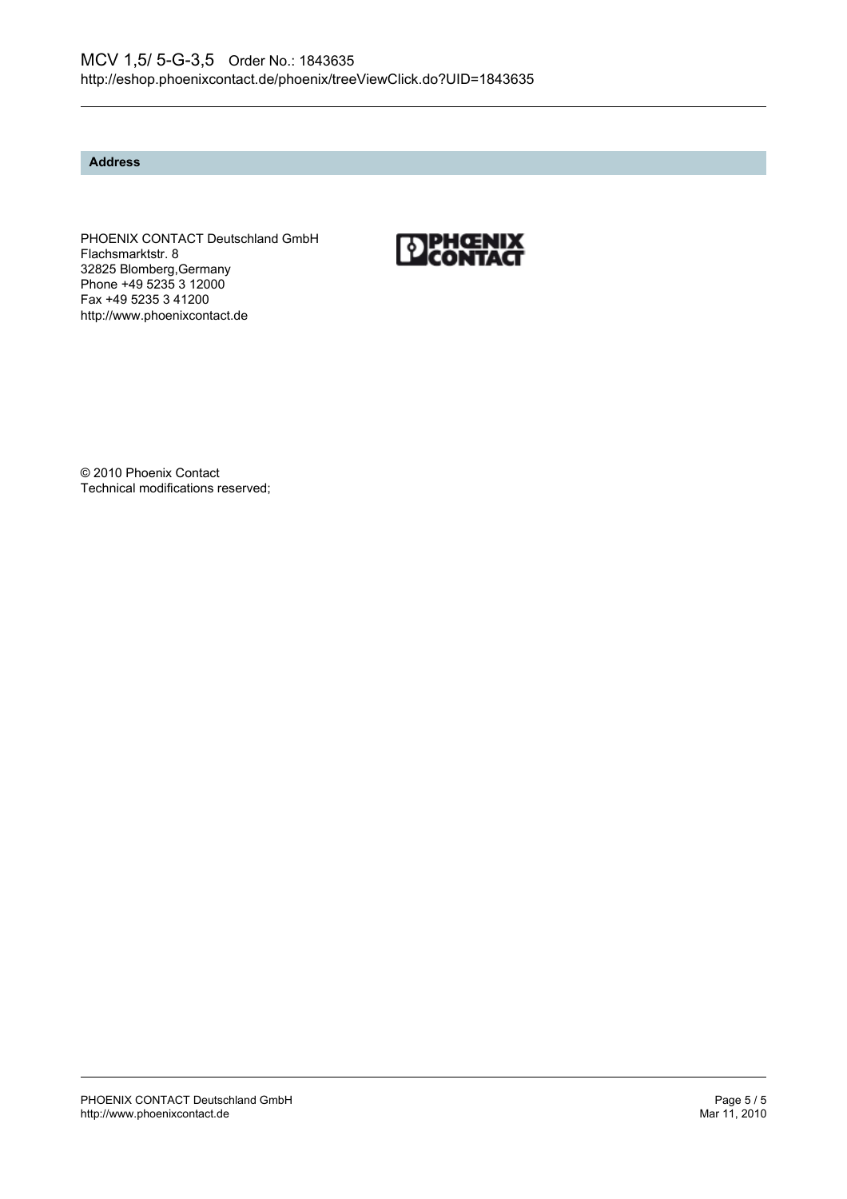## Address

PHOENIX CONTACT Deutschland GmbH
Flachsmarktstr. 8
32825 Blomberg,Germany
Phone +49 5235 3 12000
Fax +49 5235 3 41200
http://www.phoenixcontact.de

© 2010 Phoenix Contact
Technical modifications reserved;